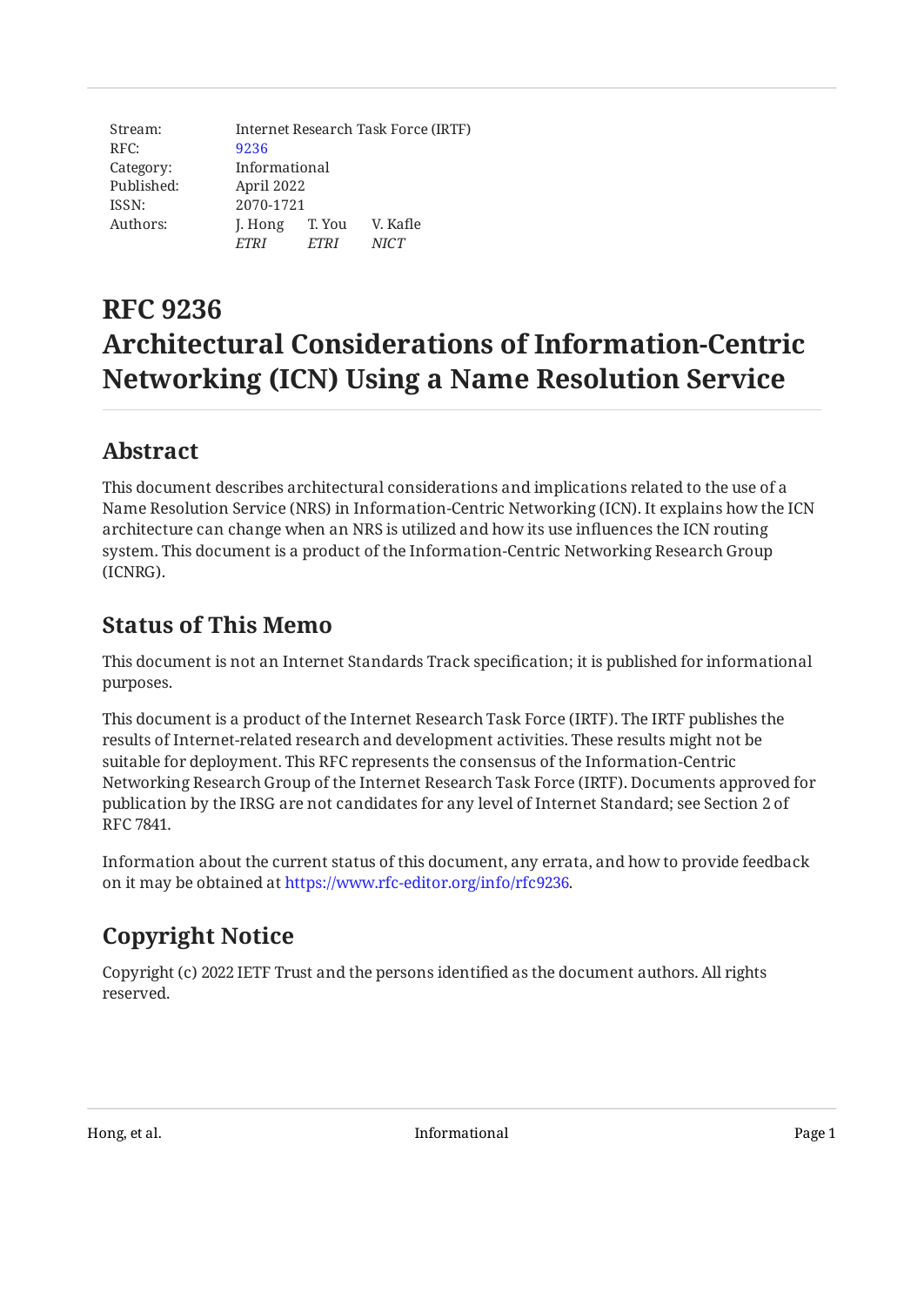| Stream: | Internet Research Task Force (IRTF) | |
|---|---|---|
| RFC: | 9236 | |
| Category: | Informational | |
| Published: | April 2022 | |
| ISSN: | 2070-1721 | |
| Authors: | J. Hong *ETRI* | T. You *ETRI* | V. Kafle *NICT* |

# RFC 9236
# Architectural Considerations of Information-Centric Networking (ICN) Using a Name Resolution Service

## Abstract

This document describes architectural considerations and implications related to the use of a Name Resolution Service (NRS) in Information-Centric Networking (ICN). It explains how the ICN architecture can change when an NRS is utilized and how its use influences the ICN routing system. This document is a product of the Information-Centric Networking Research Group (ICNRG).

## Status of This Memo

This document is not an Internet Standards Track specification; it is published for informational purposes.

This document is a product of the Internet Research Task Force (IRTF). The IRTF publishes the results of Internet-related research and development activities. These results might not be suitable for deployment. This RFC represents the consensus of the Information-Centric Networking Research Group of the Internet Research Task Force (IRTF). Documents approved for publication by the IRSG are not candidates for any level of Internet Standard; see Section 2 of RFC 7841.

Information about the current status of this document, any errata, and how to provide feedback on it may be obtained at https://www.rfc-editor.org/info/rfc9236.

## Copyright Notice

Copyright (c) 2022 IETF Trust and the persons identified as the document authors. All rights reserved.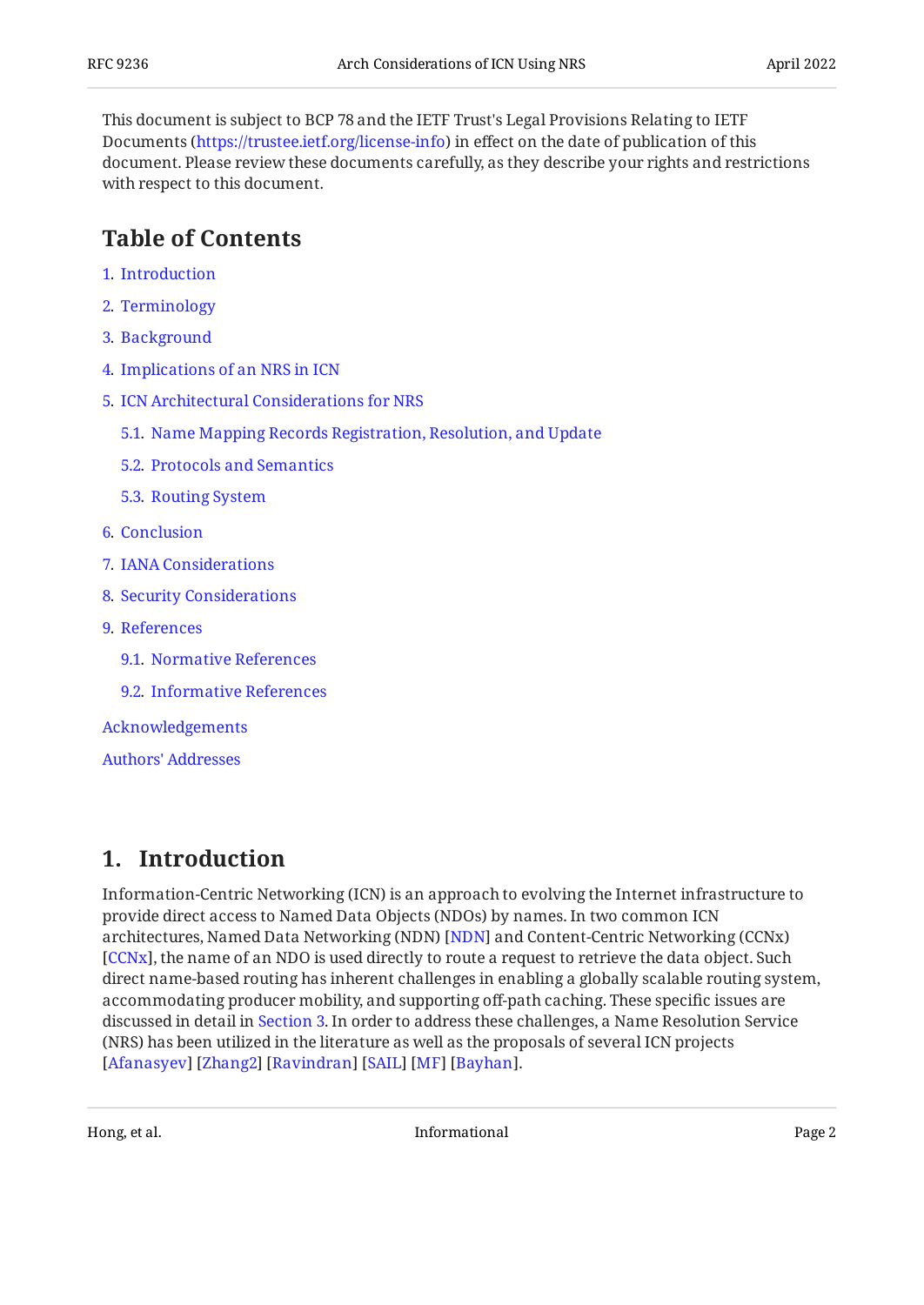This document is subject to BCP 78 and the IETF Trust's Legal Provisions Relating to IETF Documents (https://trustee.ietf.org/license-info) in effect on the date of publication of this document. Please review these documents carefully, as they describe your rights and restrictions with respect to this document.

## Table of Contents

1. Introduction
2. Terminology
3. Background
4. Implications of an NRS in ICN
5. ICN Architectural Considerations for NRS
   - 5.1. Name Mapping Records Registration, Resolution, and Update
   - 5.2. Protocols and Semantics
   - 5.3. Routing System
6. Conclusion
7. IANA Considerations
8. Security Considerations
9. References
   - 9.1. Normative References
   - 9.2. Informative References

Acknowledgements

Authors' Addresses

## 1. Introduction

Information-Centric Networking (ICN) is an approach to evolving the Internet infrastructure to provide direct access to Named Data Objects (NDOs) by names. In two common ICN architectures, Named Data Networking (NDN) [NDN] and Content-Centric Networking (CCNx) [CCNx], the name of an NDO is used directly to route a request to retrieve the data object. Such direct name-based routing has inherent challenges in enabling a globally scalable routing system, accommodating producer mobility, and supporting off-path caching. These specific issues are discussed in detail in Section 3. In order to address these challenges, a Name Resolution Service (NRS) has been utilized in the literature as well as the proposals of several ICN projects [Afanasyev] [Zhang2] [Ravindran] [SAIL] [MF] [Bayhan].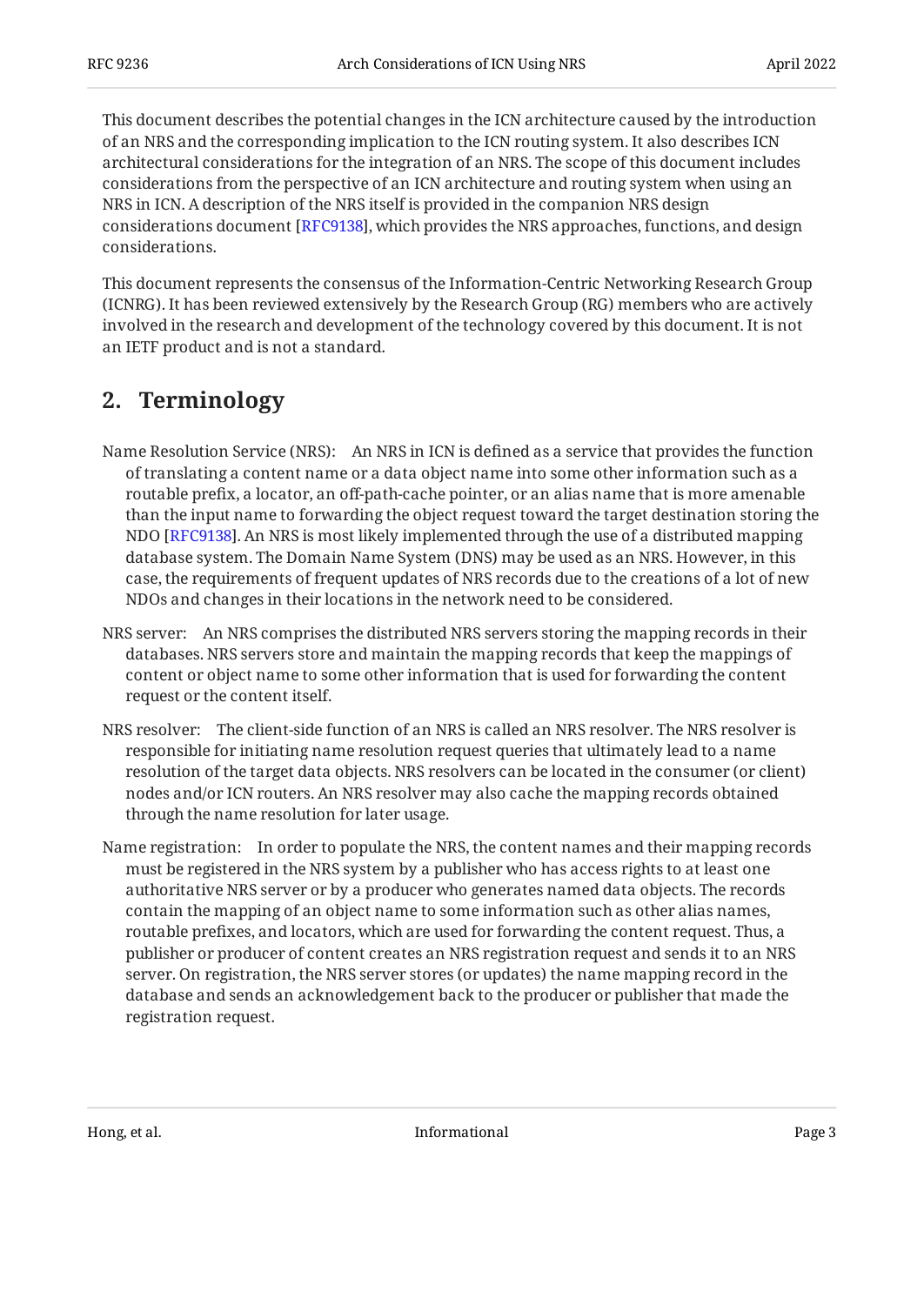This document describes the potential changes in the ICN architecture caused by the introduction of an NRS and the corresponding implication to the ICN routing system. It also describes ICN architectural considerations for the integration of an NRS. The scope of this document includes considerations from the perspective of an ICN architecture and routing system when using an NRS in ICN. A description of the NRS itself is provided in the companion NRS design considerations document [RFC9138], which provides the NRS approaches, functions, and design considerations.

This document represents the consensus of the Information-Centric Networking Research Group (ICNRG). It has been reviewed extensively by the Research Group (RG) members who are actively involved in the research and development of the technology covered by this document. It is not an IETF product and is not a standard.

## 2. Terminology

Name Resolution Service (NRS): An NRS in ICN is defined as a service that provides the function of translating a content name or a data object name into some other information such as a routable prefix, a locator, an off-path-cache pointer, or an alias name that is more amenable than the input name to forwarding the object request toward the target destination storing the NDO [RFC9138]. An NRS is most likely implemented through the use of a distributed mapping database system. The Domain Name System (DNS) may be used as an NRS. However, in this case, the requirements of frequent updates of NRS records due to the creations of a lot of new NDOs and changes in their locations in the network need to be considered.

NRS server: An NRS comprises the distributed NRS servers storing the mapping records in their databases. NRS servers store and maintain the mapping records that keep the mappings of content or object name to some other information that is used for forwarding the content request or the content itself.

NRS resolver: The client-side function of an NRS is called an NRS resolver. The NRS resolver is responsible for initiating name resolution request queries that ultimately lead to a name resolution of the target data objects. NRS resolvers can be located in the consumer (or client) nodes and/or ICN routers. An NRS resolver may also cache the mapping records obtained through the name resolution for later usage.

Name registration: In order to populate the NRS, the content names and their mapping records must be registered in the NRS system by a publisher who has access rights to at least one authoritative NRS server or by a producer who generates named data objects. The records contain the mapping of an object name to some information such as other alias names, routable prefixes, and locators, which are used for forwarding the content request. Thus, a publisher or producer of content creates an NRS registration request and sends it to an NRS server. On registration, the NRS server stores (or updates) the name mapping record in the database and sends an acknowledgement back to the producer or publisher that made the registration request.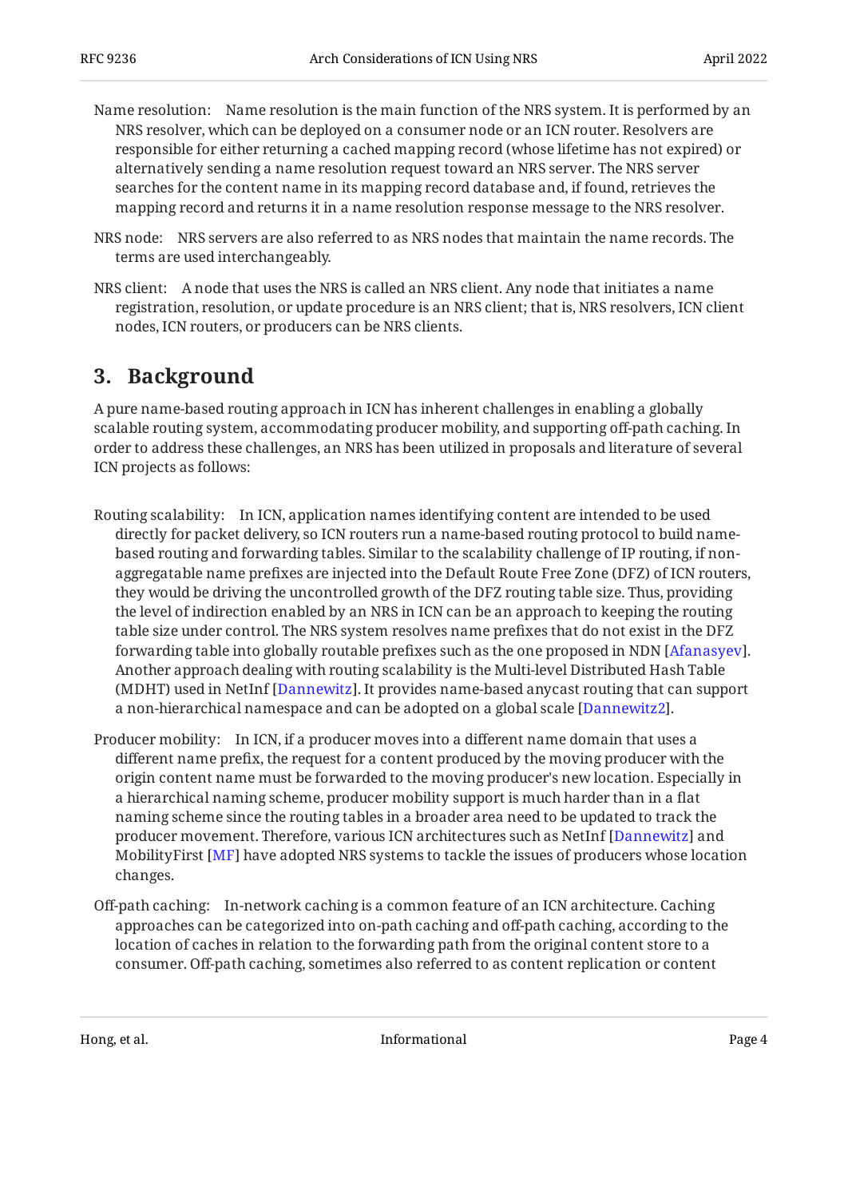Name resolution: Name resolution is the main function of the NRS system. It is performed by an NRS resolver, which can be deployed on a consumer node or an ICN router. Resolvers are responsible for either returning a cached mapping record (whose lifetime has not expired) or alternatively sending a name resolution request toward an NRS server. The NRS server searches for the content name in its mapping record database and, if found, retrieves the mapping record and returns it in a name resolution response message to the NRS resolver.

NRS node: NRS servers are also referred to as NRS nodes that maintain the name records. The terms are used interchangeably.

NRS client: A node that uses the NRS is called an NRS client. Any node that initiates a name registration, resolution, or update procedure is an NRS client; that is, NRS resolvers, ICN client nodes, ICN routers, or producers can be NRS clients.

## 3. Background

A pure name-based routing approach in ICN has inherent challenges in enabling a globally scalable routing system, accommodating producer mobility, and supporting off-path caching. In order to address these challenges, an NRS has been utilized in proposals and literature of several ICN projects as follows:

Routing scalability: In ICN, application names identifying content are intended to be used directly for packet delivery, so ICN routers run a name-based routing protocol to build name-based routing and forwarding tables. Similar to the scalability challenge of IP routing, if non-aggregatable name prefixes are injected into the Default Route Free Zone (DFZ) of ICN routers, they would be driving the uncontrolled growth of the DFZ routing table size. Thus, providing the level of indirection enabled by an NRS in ICN can be an approach to keeping the routing table size under control. The NRS system resolves name prefixes that do not exist in the DFZ forwarding table into globally routable prefixes such as the one proposed in NDN [Afanasyev]. Another approach dealing with routing scalability is the Multi-level Distributed Hash Table (MDHT) used in NetInf [Dannewitz]. It provides name-based anycast routing that can support a non-hierarchical namespace and can be adopted on a global scale [Dannewitz2].

Producer mobility: In ICN, if a producer moves into a different name domain that uses a different name prefix, the request for a content produced by the moving producer with the origin content name must be forwarded to the moving producer's new location. Especially in a hierarchical naming scheme, producer mobility support is much harder than in a flat naming scheme since the routing tables in a broader area need to be updated to track the producer movement. Therefore, various ICN architectures such as NetInf [Dannewitz] and MobilityFirst [MF] have adopted NRS systems to tackle the issues of producers whose location changes.

Off-path caching: In-network caching is a common feature of an ICN architecture. Caching approaches can be categorized into on-path caching and off-path caching, according to the location of caches in relation to the forwarding path from the original content store to a consumer. Off-path caching, sometimes also referred to as content replication or content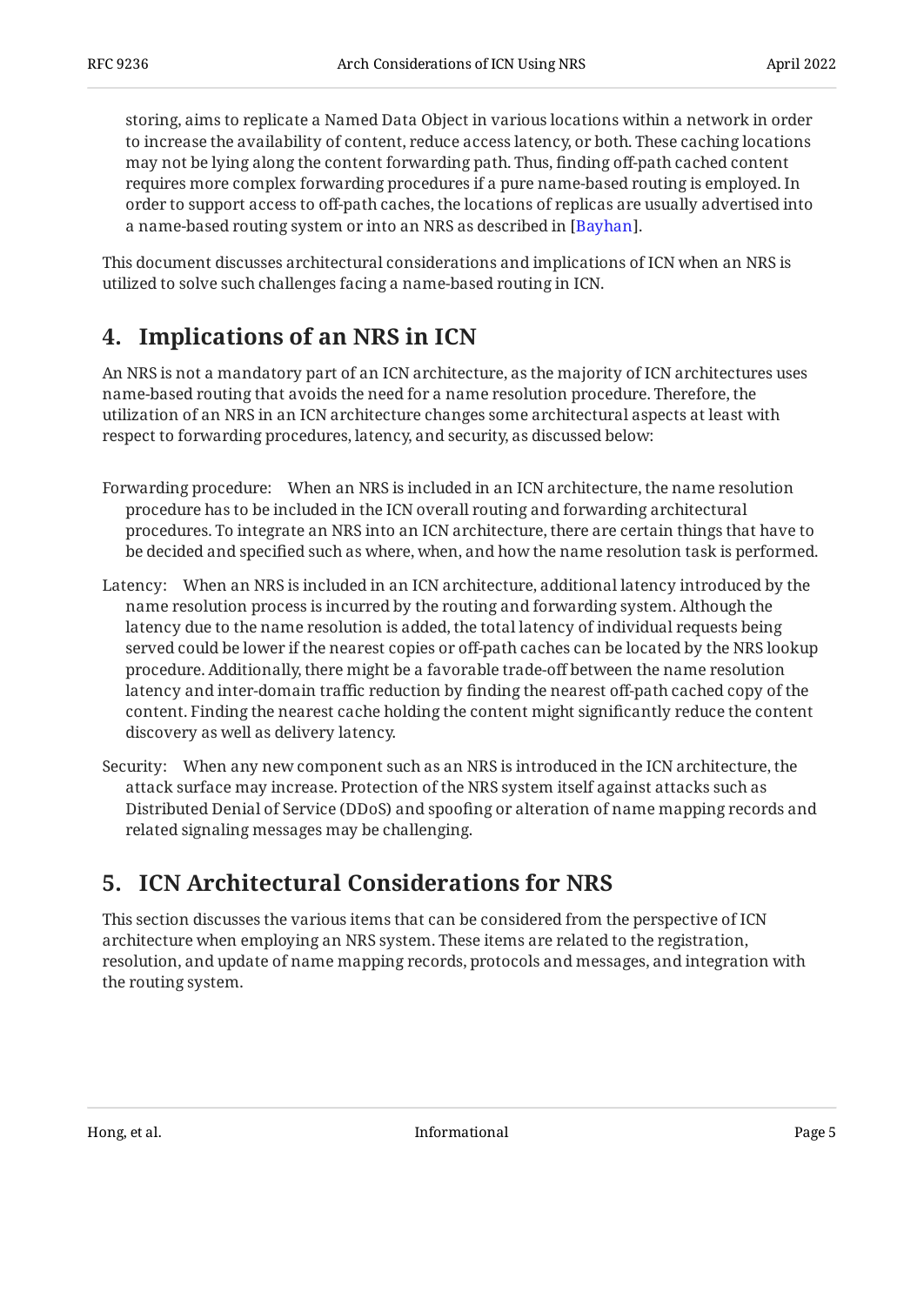storing, aims to replicate a Named Data Object in various locations within a network in order to increase the availability of content, reduce access latency, or both. These caching locations may not be lying along the content forwarding path. Thus, finding off-path cached content requires more complex forwarding procedures if a pure name-based routing is employed. In order to support access to off-path caches, the locations of replicas are usually advertised into a name-based routing system or into an NRS as described in [Bayhan].

This document discusses architectural considerations and implications of ICN when an NRS is utilized to solve such challenges facing a name-based routing in ICN.

## 4. Implications of an NRS in ICN

An NRS is not a mandatory part of an ICN architecture, as the majority of ICN architectures uses name-based routing that avoids the need for a name resolution procedure. Therefore, the utilization of an NRS in an ICN architecture changes some architectural aspects at least with respect to forwarding procedures, latency, and security, as discussed below:

Forwarding procedure: When an NRS is included in an ICN architecture, the name resolution procedure has to be included in the ICN overall routing and forwarding architectural procedures. To integrate an NRS into an ICN architecture, there are certain things that have to be decided and specified such as where, when, and how the name resolution task is performed.

Latency: When an NRS is included in an ICN architecture, additional latency introduced by the name resolution process is incurred by the routing and forwarding system. Although the latency due to the name resolution is added, the total latency of individual requests being served could be lower if the nearest copies or off-path caches can be located by the NRS lookup procedure. Additionally, there might be a favorable trade-off between the name resolution latency and inter-domain traffic reduction by finding the nearest off-path cached copy of the content. Finding the nearest cache holding the content might significantly reduce the content discovery as well as delivery latency.

Security: When any new component such as an NRS is introduced in the ICN architecture, the attack surface may increase. Protection of the NRS system itself against attacks such as Distributed Denial of Service (DDoS) and spoofing or alteration of name mapping records and related signaling messages may be challenging.

## 5. ICN Architectural Considerations for NRS

This section discusses the various items that can be considered from the perspective of ICN architecture when employing an NRS system. These items are related to the registration, resolution, and update of name mapping records, protocols and messages, and integration with the routing system.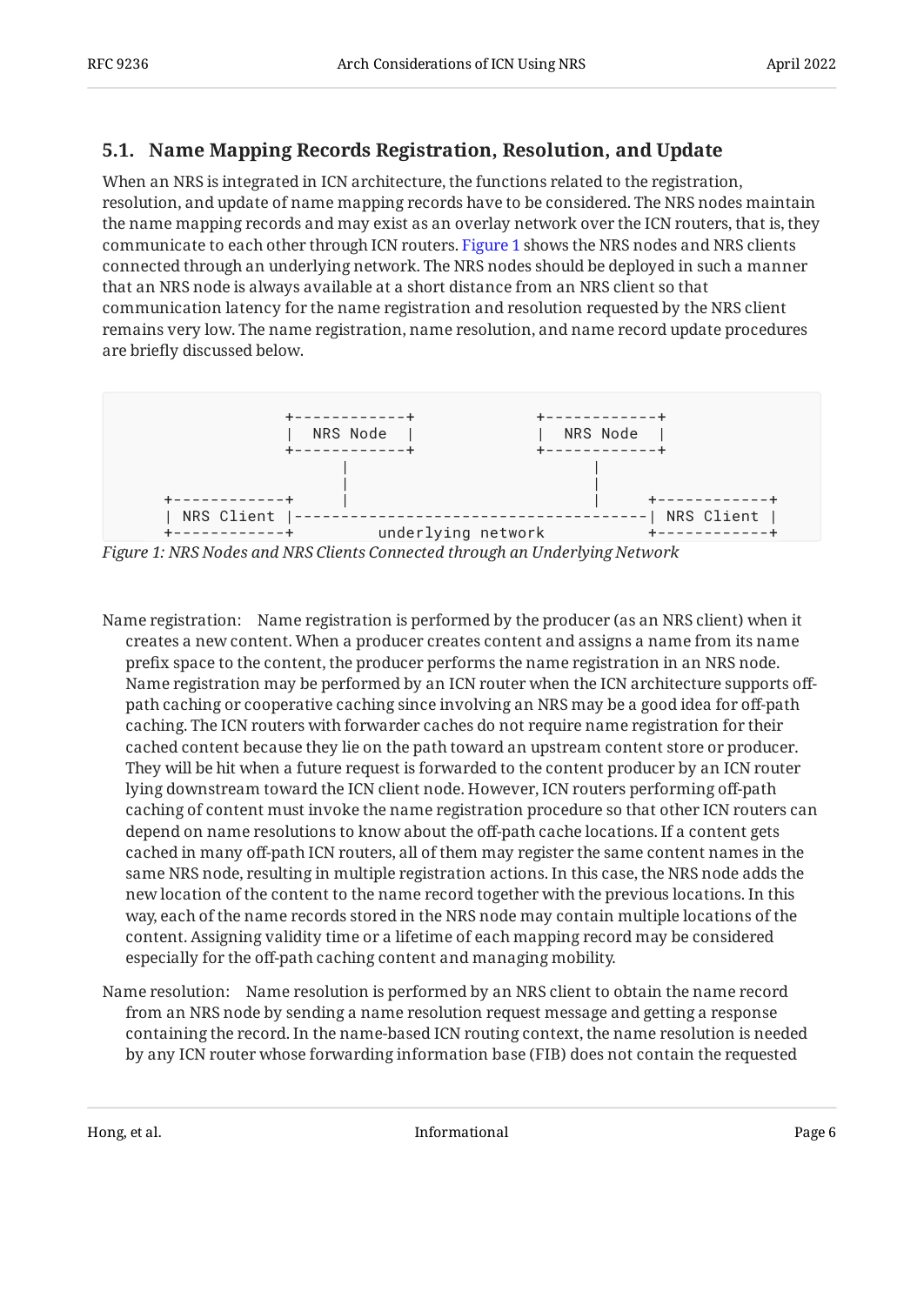### 5.1. Name Mapping Records Registration, Resolution, and Update

When an NRS is integrated in ICN architecture, the functions related to the registration, resolution, and update of name mapping records have to be considered. The NRS nodes maintain the name mapping records and may exist as an overlay network over the ICN routers, that is, they communicate to each other through ICN routers. Figure 1 shows the NRS nodes and NRS clients connected through an underlying network. The NRS nodes should be deployed in such a manner that an NRS node is always available at a short distance from an NRS client so that communication latency for the name registration and resolution requested by the NRS client remains very low. The name registration, name resolution, and name record update procedures are briefly discussed below.

```
                 +------------+            +------------+
                 |  NRS Node  |            |  NRS Node  |
                 +------------+            +------------+
                       |                         |
                       |                         |
   +------------+      |                         |      +------------+
   | NRS Client |--------------------------------------| NRS Client |
   +------------+          underlying network            +------------+
```

*Figure 1: NRS Nodes and NRS Clients Connected through an Underlying Network*

Name registration:
: Name registration is performed by the producer (as an NRS client) when it creates a new content. When a producer creates content and assigns a name from its name prefix space to the content, the producer performs the name registration in an NRS node. Name registration may be performed by an ICN router when the ICN architecture supports off-path caching or cooperative caching since involving an NRS may be a good idea for off-path caching. The ICN routers with forwarder caches do not require name registration for their cached content because they lie on the path toward an upstream content store or producer. They will be hit when a future request is forwarded to the content producer by an ICN router lying downstream toward the ICN client node. However, ICN routers performing off-path caching of content must invoke the name registration procedure so that other ICN routers can depend on name resolutions to know about the off-path cache locations. If a content gets cached in many off-path ICN routers, all of them may register the same content names in the same NRS node, resulting in multiple registration actions. In this case, the NRS node adds the new location of the content to the name record together with the previous locations. In this way, each of the name records stored in the NRS node may contain multiple locations of the content. Assigning validity time or a lifetime of each mapping record may be considered especially for the off-path caching content and managing mobility.

Name resolution:
: Name resolution is performed by an NRS client to obtain the name record from an NRS node by sending a name resolution request message and getting a response containing the record. In the name-based ICN routing context, the name resolution is needed by any ICN router whose forwarding information base (FIB) does not contain the requested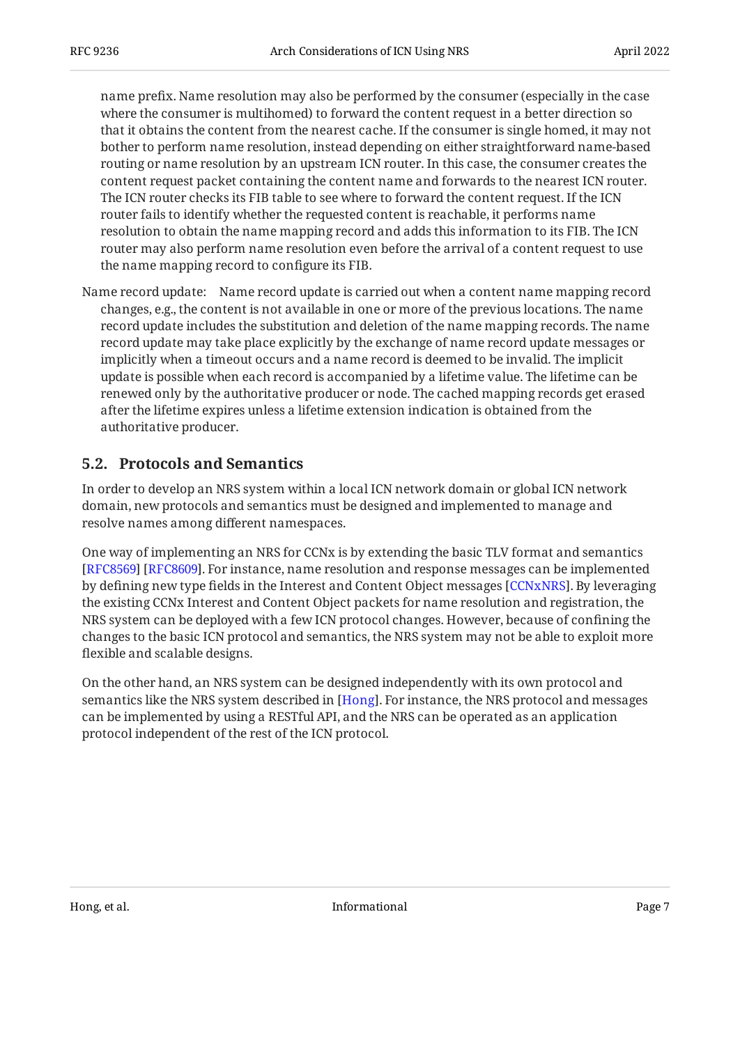name prefix. Name resolution may also be performed by the consumer (especially in the case where the consumer is multihomed) to forward the content request in a better direction so that it obtains the content from the nearest cache. If the consumer is single homed, it may not bother to perform name resolution, instead depending on either straightforward name-based routing or name resolution by an upstream ICN router. In this case, the consumer creates the content request packet containing the content name and forwards to the nearest ICN router. The ICN router checks its FIB table to see where to forward the content request. If the ICN router fails to identify whether the requested content is reachable, it performs name resolution to obtain the name mapping record and adds this information to its FIB. The ICN router may also perform name resolution even before the arrival of a content request to use the name mapping record to configure its FIB.

Name record update: Name record update is carried out when a content name mapping record changes, e.g., the content is not available in one or more of the previous locations. The name record update includes the substitution and deletion of the name mapping records. The name record update may take place explicitly by the exchange of name record update messages or implicitly when a timeout occurs and a name record is deemed to be invalid. The implicit update is possible when each record is accompanied by a lifetime value. The lifetime can be renewed only by the authoritative producer or node. The cached mapping records get erased after the lifetime expires unless a lifetime extension indication is obtained from the authoritative producer.

## 5.2. Protocols and Semantics

In order to develop an NRS system within a local ICN network domain or global ICN network domain, new protocols and semantics must be designed and implemented to manage and resolve names among different namespaces.

One way of implementing an NRS for CCNx is by extending the basic TLV format and semantics [RFC8569] [RFC8609]. For instance, name resolution and response messages can be implemented by defining new type fields in the Interest and Content Object messages [CCNxNRS]. By leveraging the existing CCNx Interest and Content Object packets for name resolution and registration, the NRS system can be deployed with a few ICN protocol changes. However, because of confining the changes to the basic ICN protocol and semantics, the NRS system may not be able to exploit more flexible and scalable designs.

On the other hand, an NRS system can be designed independently with its own protocol and semantics like the NRS system described in [Hong]. For instance, the NRS protocol and messages can be implemented by using a RESTful API, and the NRS can be operated as an application protocol independent of the rest of the ICN protocol.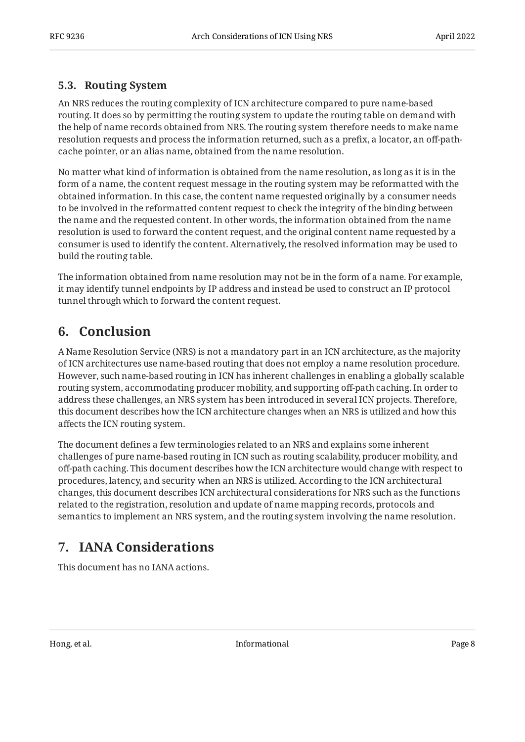### 5.3. Routing System

An NRS reduces the routing complexity of ICN architecture compared to pure name-based routing. It does so by permitting the routing system to update the routing table on demand with the help of name records obtained from NRS. The routing system therefore needs to make name resolution requests and process the information returned, such as a prefix, a locator, an off-path-cache pointer, or an alias name, obtained from the name resolution.

No matter what kind of information is obtained from the name resolution, as long as it is in the form of a name, the content request message in the routing system may be reformatted with the obtained information. In this case, the content name requested originally by a consumer needs to be involved in the reformatted content request to check the integrity of the binding between the name and the requested content. In other words, the information obtained from the name resolution is used to forward the content request, and the original content name requested by a consumer is used to identify the content. Alternatively, the resolved information may be used to build the routing table.

The information obtained from name resolution may not be in the form of a name. For example, it may identify tunnel endpoints by IP address and instead be used to construct an IP protocol tunnel through which to forward the content request.

## 6. Conclusion

A Name Resolution Service (NRS) is not a mandatory part in an ICN architecture, as the majority of ICN architectures use name-based routing that does not employ a name resolution procedure. However, such name-based routing in ICN has inherent challenges in enabling a globally scalable routing system, accommodating producer mobility, and supporting off-path caching. In order to address these challenges, an NRS system has been introduced in several ICN projects. Therefore, this document describes how the ICN architecture changes when an NRS is utilized and how this affects the ICN routing system.

The document defines a few terminologies related to an NRS and explains some inherent challenges of pure name-based routing in ICN such as routing scalability, producer mobility, and off-path caching. This document describes how the ICN architecture would change with respect to procedures, latency, and security when an NRS is utilized. According to the ICN architectural changes, this document describes ICN architectural considerations for NRS such as the functions related to the registration, resolution and update of name mapping records, protocols and semantics to implement an NRS system, and the routing system involving the name resolution.

## 7. IANA Considerations

This document has no IANA actions.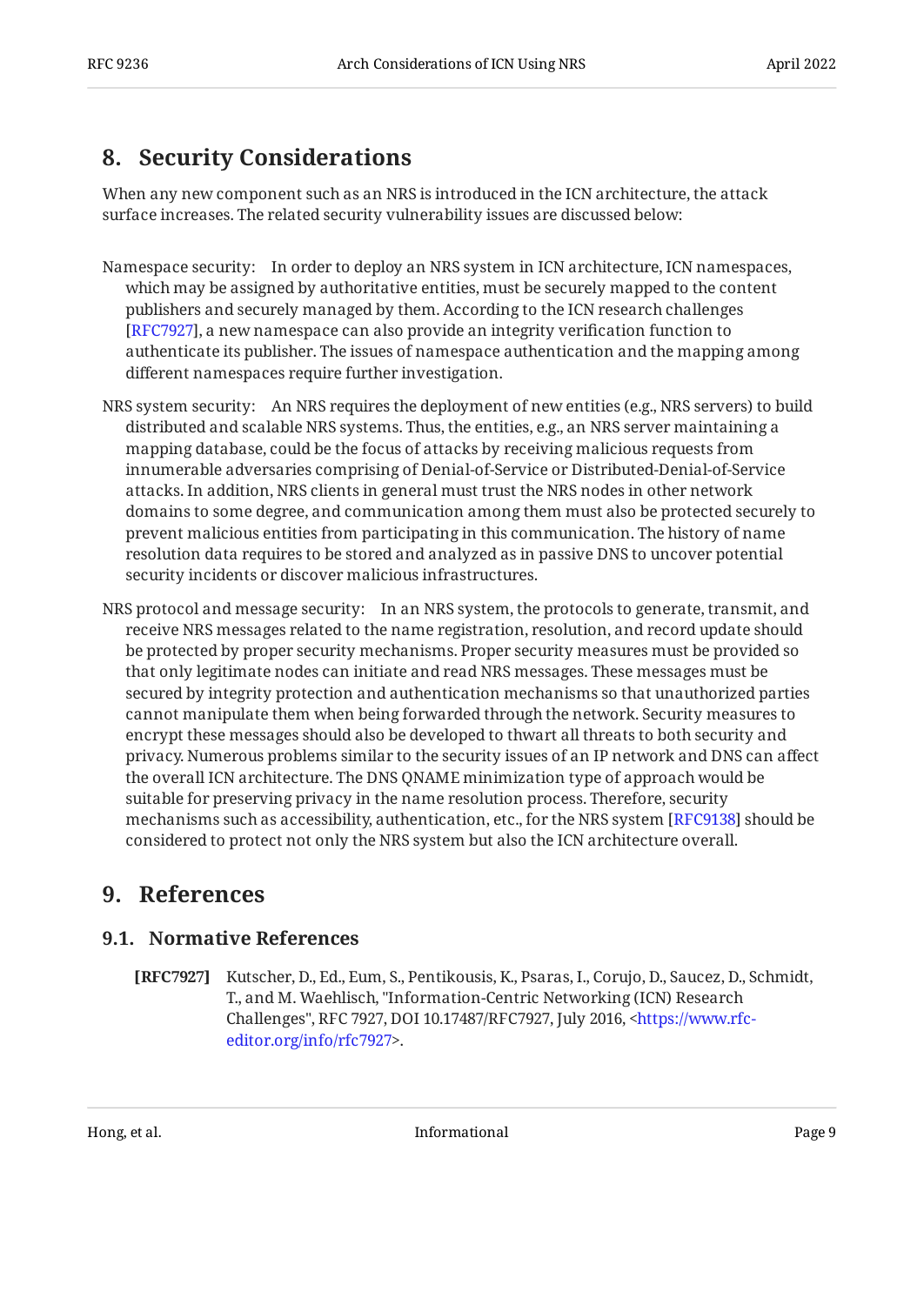## 8. Security Considerations

When any new component such as an NRS is introduced in the ICN architecture, the attack surface increases. The related security vulnerability issues are discussed below:

Namespace security: In order to deploy an NRS system in ICN architecture, ICN namespaces, which may be assigned by authoritative entities, must be securely mapped to the content publishers and securely managed by them. According to the ICN research challenges [RFC7927], a new namespace can also provide an integrity verification function to authenticate its publisher. The issues of namespace authentication and the mapping among different namespaces require further investigation.

NRS system security: An NRS requires the deployment of new entities (e.g., NRS servers) to build distributed and scalable NRS systems. Thus, the entities, e.g., an NRS server maintaining a mapping database, could be the focus of attacks by receiving malicious requests from innumerable adversaries comprising of Denial-of-Service or Distributed-Denial-of-Service attacks. In addition, NRS clients in general must trust the NRS nodes in other network domains to some degree, and communication among them must also be protected securely to prevent malicious entities from participating in this communication. The history of name resolution data requires to be stored and analyzed as in passive DNS to uncover potential security incidents or discover malicious infrastructures.

NRS protocol and message security: In an NRS system, the protocols to generate, transmit, and receive NRS messages related to the name registration, resolution, and record update should be protected by proper security mechanisms. Proper security measures must be provided so that only legitimate nodes can initiate and read NRS messages. These messages must be secured by integrity protection and authentication mechanisms so that unauthorized parties cannot manipulate them when being forwarded through the network. Security measures to encrypt these messages should also be developed to thwart all threats to both security and privacy. Numerous problems similar to the security issues of an IP network and DNS can affect the overall ICN architecture. The DNS QNAME minimization type of approach would be suitable for preserving privacy in the name resolution process. Therefore, security mechanisms such as accessibility, authentication, etc., for the NRS system [RFC9138] should be considered to protect not only the NRS system but also the ICN architecture overall.

## 9. References

### 9.1. Normative References

**[RFC7927]** Kutscher, D., Ed., Eum, S., Pentikousis, K., Psaras, I., Corujo, D., Saucez, D., Schmidt, T., and M. Waehlisch, "Information-Centric Networking (ICN) Research Challenges", RFC 7927, DOI 10.17487/RFC7927, July 2016, <https://www.rfc-editor.org/info/rfc7927>.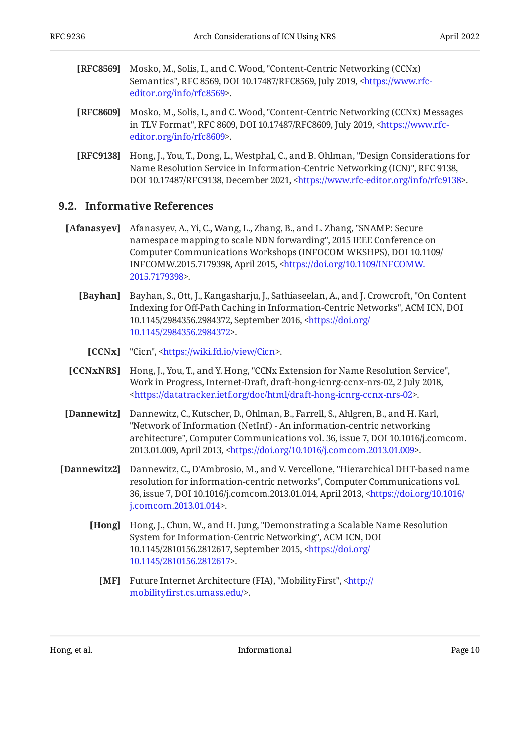**[RFC8569]** Mosko, M., Solis, I., and C. Wood, "Content-Centric Networking (CCNx) Semantics", RFC 8569, DOI 10.17487/RFC8569, July 2019, <https://www.rfc-editor.org/info/rfc8569>.

**[RFC8609]** Mosko, M., Solis, I., and C. Wood, "Content-Centric Networking (CCNx) Messages in TLV Format", RFC 8609, DOI 10.17487/RFC8609, July 2019, <https://www.rfc-editor.org/info/rfc8609>.

**[RFC9138]** Hong, J., You, T., Dong, L., Westphal, C., and B. Ohlman, "Design Considerations for Name Resolution Service in Information-Centric Networking (ICN)", RFC 9138, DOI 10.17487/RFC9138, December 2021, <https://www.rfc-editor.org/info/rfc9138>.

## 9.2. Informative References

**[Afanasyev]** Afanasyev, A., Yi, C., Wang, L., Zhang, B., and L. Zhang, "SNAMP: Secure namespace mapping to scale NDN forwarding", 2015 IEEE Conference on Computer Communications Workshops (INFOCOM WKSHPS), DOI 10.1109/INFCOMW.2015.7179398, April 2015, <https://doi.org/10.1109/INFCOMW.2015.7179398>.

**[Bayhan]** Bayhan, S., Ott, J., Kangasharju, J., Sathiaseelan, A., and J. Crowcroft, "On Content Indexing for Off-Path Caching in Information-Centric Networks", ACM ICN, DOI 10.1145/2984356.2984372, September 2016, <https://doi.org/10.1145/2984356.2984372>.

**[CCNx]** "Cicn", <https://wiki.fd.io/view/Cicn>.

**[CCNxNRS]** Hong, J., You, T., and Y. Hong, "CCNx Extension for Name Resolution Service", Work in Progress, Internet-Draft, draft-hong-icnrg-ccnx-nrs-02, 2 July 2018, <https://datatracker.ietf.org/doc/html/draft-hong-icnrg-ccnx-nrs-02>.

**[Dannewitz]** Dannewitz, C., Kutscher, D., Ohlman, B., Farrell, S., Ahlgren, B., and H. Karl, "Network of Information (NetInf) - An information-centric networking architecture", Computer Communications vol. 36, issue 7, DOI 10.1016/j.comcom.2013.01.009, April 2013, <https://doi.org/10.1016/j.comcom.2013.01.009>.

**[Dannewitz2]** Dannewitz, C., D'Ambrosio, M., and V. Vercellone, "Hierarchical DHT-based name resolution for information-centric networks", Computer Communications vol. 36, issue 7, DOI 10.1016/j.comcom.2013.01.014, April 2013, <https://doi.org/10.1016/j.comcom.2013.01.014>.

**[Hong]** Hong, J., Chun, W., and H. Jung, "Demonstrating a Scalable Name Resolution System for Information-Centric Networking", ACM ICN, DOI 10.1145/2810156.2812617, September 2015, <https://doi.org/10.1145/2810156.2812617>.

**[MF]** Future Internet Architecture (FIA), "MobilityFirst", <http://mobilityfirst.cs.umass.edu/>.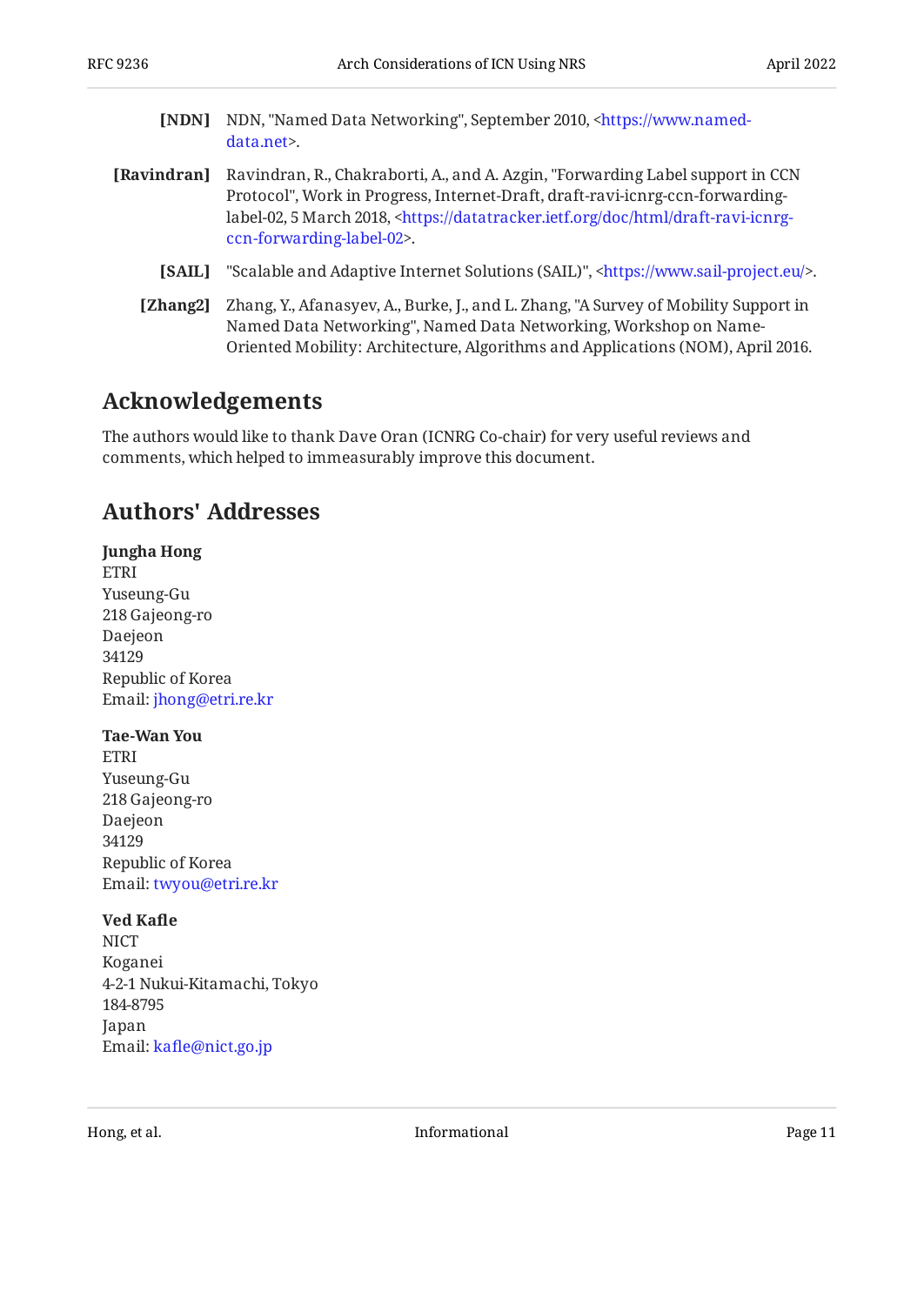**[NDN]** NDN, "Named Data Networking", September 2010, <https://www.named-data.net>.

**[Ravindran]** Ravindran, R., Chakraborti, A., and A. Azgin, "Forwarding Label support in CCN Protocol", Work in Progress, Internet-Draft, draft-ravi-icnrg-ccn-forwarding-label-02, 5 March 2018, <https://datatracker.ietf.org/doc/html/draft-ravi-icnrg-ccn-forwarding-label-02>.

**[SAIL]** "Scalable and Adaptive Internet Solutions (SAIL)", <https://www.sail-project.eu/>.

**[Zhang2]** Zhang, Y., Afanasyev, A., Burke, J., and L. Zhang, "A Survey of Mobility Support in Named Data Networking", Named Data Networking, Workshop on Name-Oriented Mobility: Architecture, Algorithms and Applications (NOM), April 2016.

## Acknowledgements

The authors would like to thank Dave Oran (ICNRG Co-chair) for very useful reviews and comments, which helped to immeasurably improve this document.

## Authors' Addresses

**Jungha Hong**
ETRI
Yuseung-Gu
218 Gajeong-ro
Daejeon
34129
Republic of Korea
Email: jhong@etri.re.kr

**Tae-Wan You**
ETRI
Yuseung-Gu
218 Gajeong-ro
Daejeon
34129
Republic of Korea
Email: twyou@etri.re.kr

**Ved Kafle**
NICT
Koganei
4-2-1 Nukui-Kitamachi, Tokyo
184-8795
Japan
Email: kafle@nict.go.jp